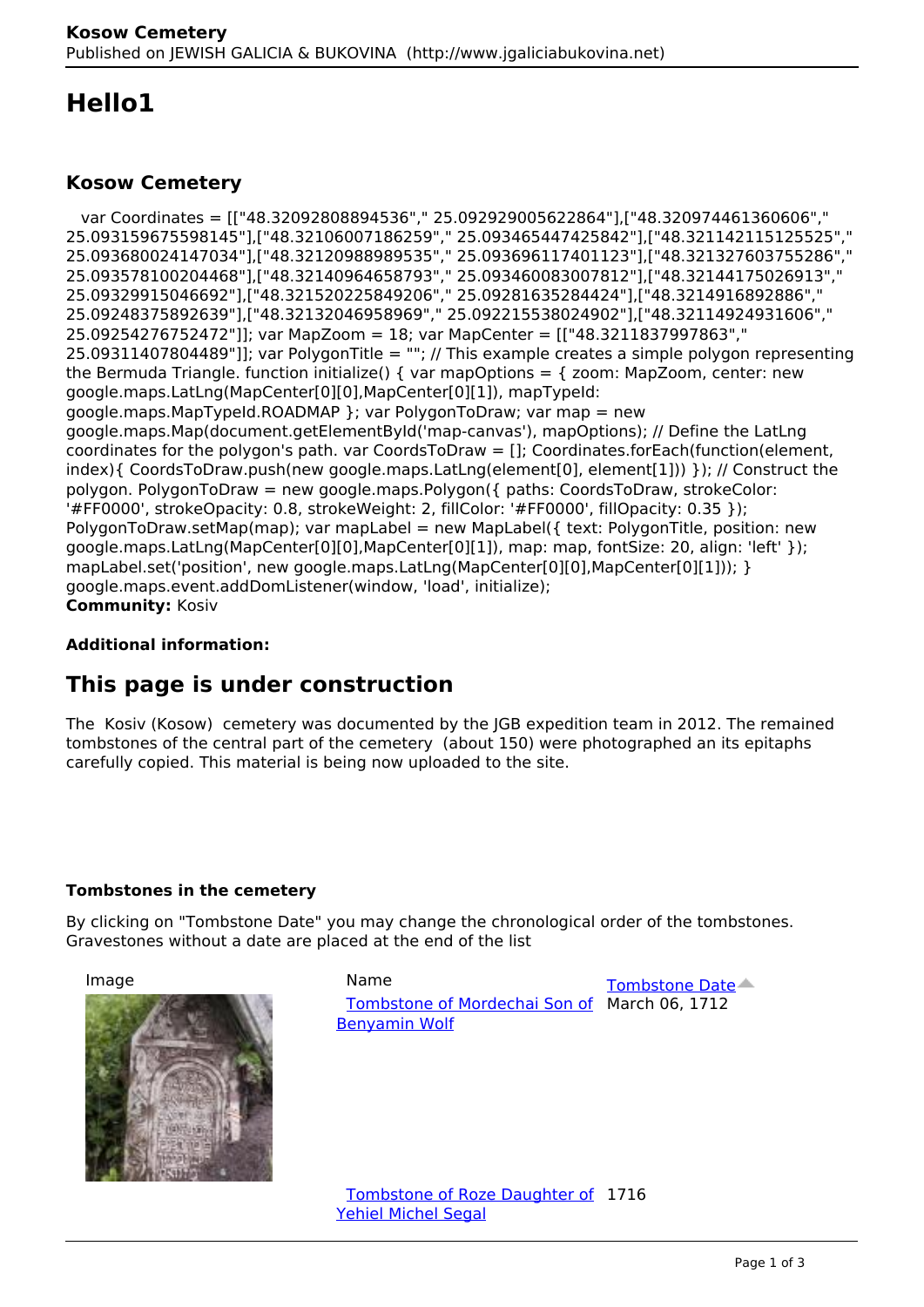# Hello1

## Kosow Cemetery

var Coordinates = [["48.32092808894536"," 25.092929005622864"],["48.320974461360606"," 25.093159675598145"],["48.32106007186259"," 25.093465447425842"],["48.321142115125525"," 25.093680024147034"],["48.32120988989535"," 25.093696117401123"],["48.321327603755286"," 25.093578100204468"],["48.32140964658793"," 25.093460083007812"],["48.32144175026913"," 25.09329915046692"],["48.321520225849206"," 25.09281635284424"],["48.3214916892886"," 25.09248375892639"],["48.32132046958969"," 25.092215538024902"],["48.32114924931606"," 25.09254276752472"]]; var MapZoom = 18; var MapCenter = [["48.3211837997863"," 25.09311407804489"]]; var PolygonTitle = ""; // This example creates a simple polygon representing the Bermuda Triangle. function initialize() { var mapOptions = { zoom: MapZoom, center: new google.maps.LatLng(MapCenter[0][0],MapCenter[0][1]), mapTypeId: google.maps.MapTypeId.ROADMAP }; var PolygonToDraw; var map = new google.maps.Map(document.getElementById('map-canvas'), mapOptions); // Define the LatLng coordinates for the polygon's path. var CoordsToDraw = []; Coordinates.forEach(function(element, index){ CoordsToDraw.push(new google.maps.LatLng(element[0], element[1])) }); // Construct the polygon. PolygonToDraw = new google.maps.Polygon({ paths: CoordsToDraw, strokeColor: '#FF0000', strokeOpacity: 0.8, strokeWeight: 2, fillColor: '#FF0000', fillOpacity: 0.35 }); PolygonToDraw.setMap(map); var mapLabel = new MapLabel({ text: PolygonTitle, position: new google.maps.LatLng(MapCenter[0][0],MapCenter[0][1]), map: map, fontSize: 20, align: 'left' }); mapLabel.set('position', new google.maps.LatLng(MapCenter[0][0],MapCenter[0][1])); } google.maps.event.addDomListener(window, 'load', initialize);

**Community:** Kosiv

**Additional information:**

## This page is under construction

The Kosiv (Kosow) cemetery was documented by the JGB expedition team in 2012. The remained tombstones of the central part of the cemetery (about 150) were photographed an its epitaphs carefully copied. This material is being now uploaded to the site.

**Tombstones in the cemetery**

By clicking on "Tombstone Date" you may change the chronological order of the tombstones. Gravestones without a date are placed at the end of the list

| Image | Name | Tombstone Date |
| --- | --- | --- |
| | Tombstone of Mordechai Son of Benyamin Wolf | March 06, 1712 |
| | Tombstone of Roze Daughter of Yehiel Michel Segal | 1716 |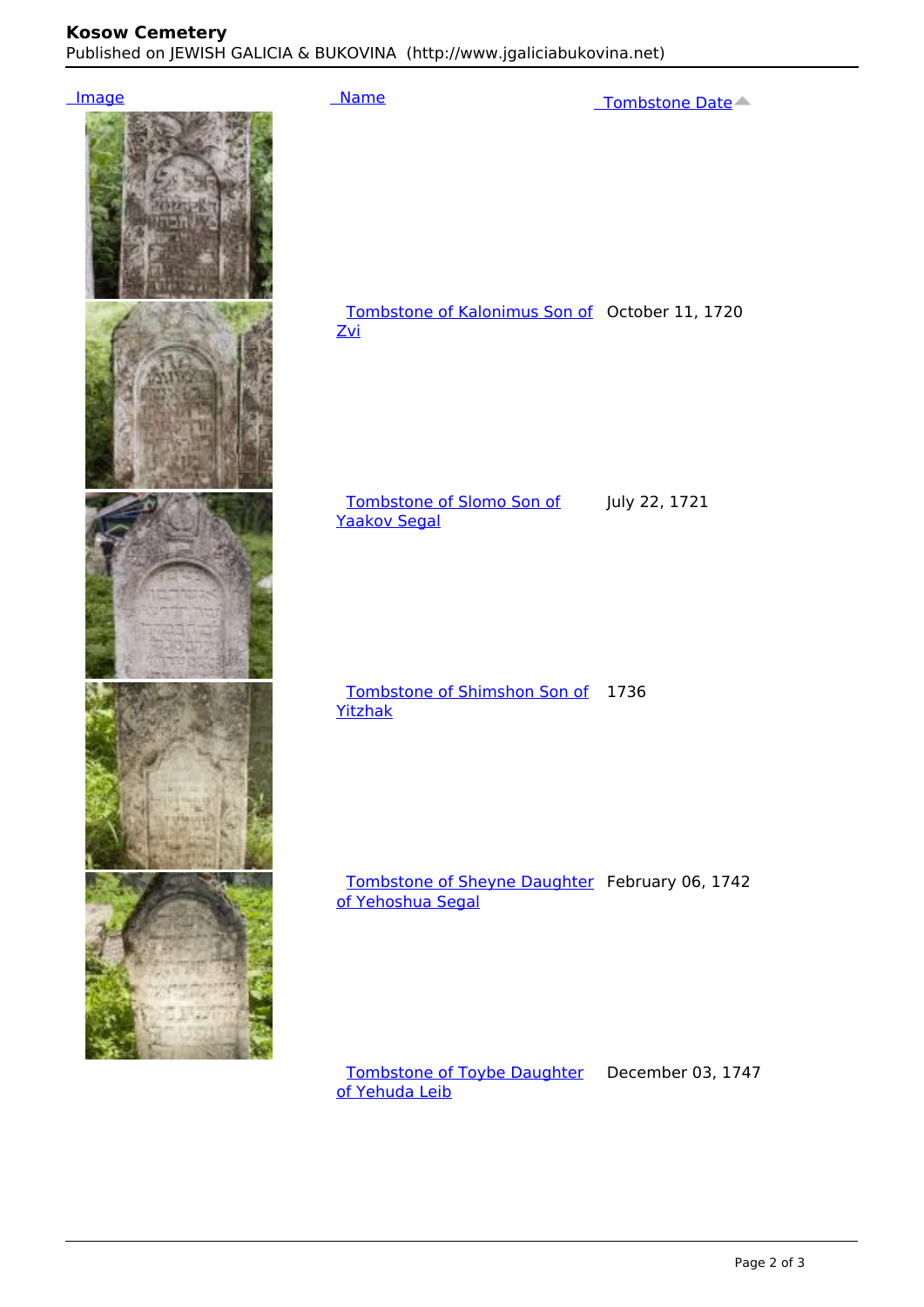| Image | Name | Tombstone Date |
| --- | --- | --- |
| | | |
| | Tombstone of Kalonimus Son of Zvi | October 11, 1720 |
| | Tombstone of Slomo Son of Yaakov Segal | July 22, 1721 |
| | Tombstone of Shimshon Son of Yitzhak | 1736 |
| | Tombstone of Sheyne Daughter of Yehoshua Segal | February 06, 1742 |
| | Tombstone of Toybe Daughter of Yehuda Leib | December 03, 1747 |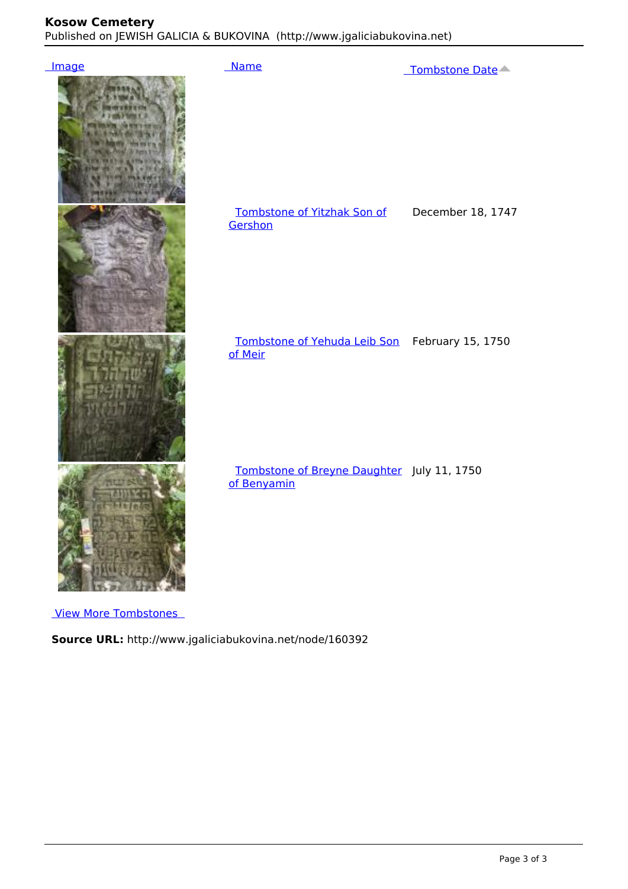| Image | Name | Tombstone Date |
| --- | --- | --- |
| | | |
| | Tombstone of Yitzhak Son of Gershon | December 18, 1747 |
| | Tombstone of Yehuda Leib Son of Meir | February 15, 1750 |
| | Tombstone of Breyne Daughter of Benyamin | July 11, 1750 |

View More Tombstones

**Source URL:** http://www.jgaliciabukovina.net/node/160392